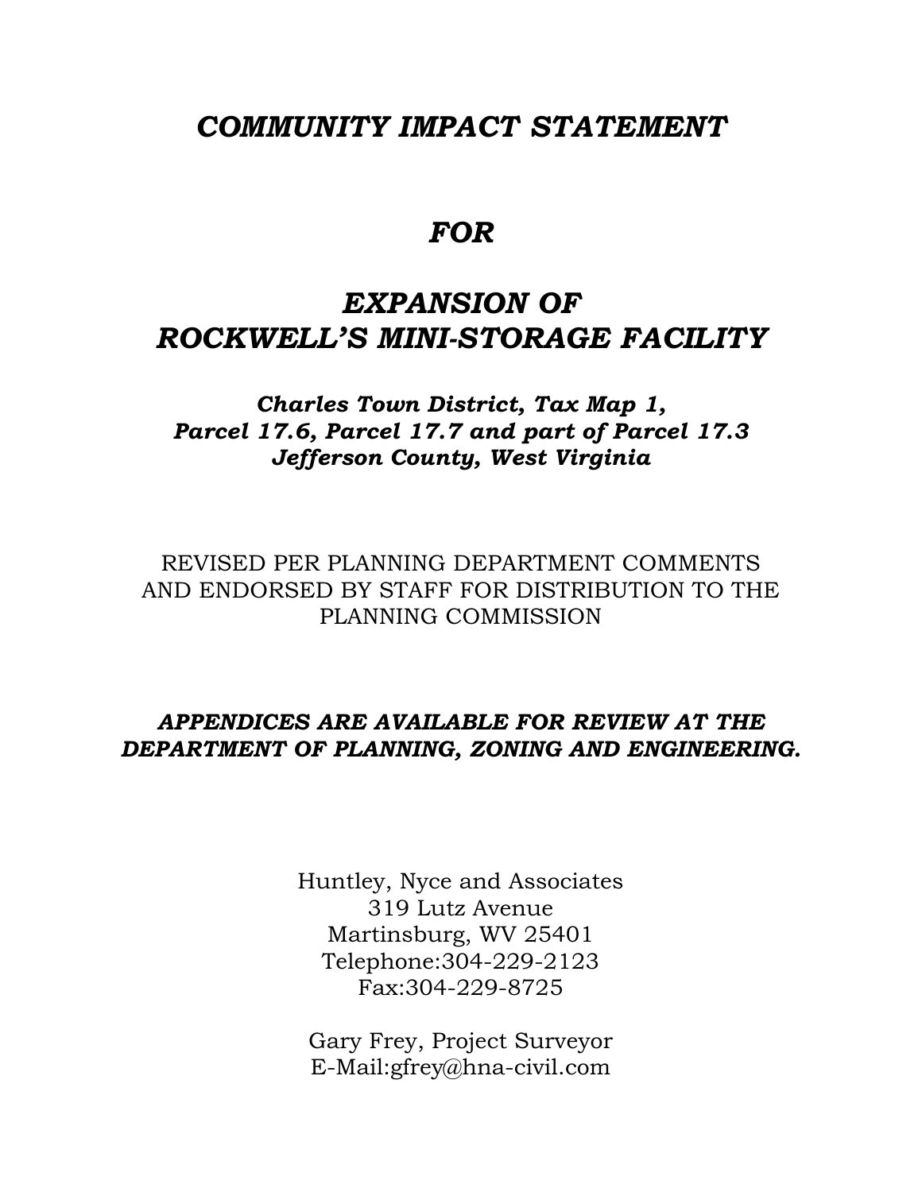# *COMMUNITY IMPACT STATEMENT*

# *FOR*

# *EXPANSION OF ROCKWELL'S MINI-STORAGE FACILITY*

***Charles Town District, Tax Map 1,***
***Parcel 17.6, Parcel 17.7 and part of Parcel 17.3***
***Jefferson County, West Virginia***

REVISED PER PLANNING DEPARTMENT COMMENTS AND ENDORSED BY STAFF FOR DISTRIBUTION TO THE PLANNING COMMISSION

***APPENDICES ARE AVAILABLE FOR REVIEW AT THE DEPARTMENT OF PLANNING, ZONING AND ENGINEERING.***

Huntley, Nyce and Associates
319 Lutz Avenue
Martinsburg, WV 25401
Telephone:304-229-2123
Fax:304-229-8725

Gary Frey, Project Surveyor
E-Mail:gfrey@hna-civil.com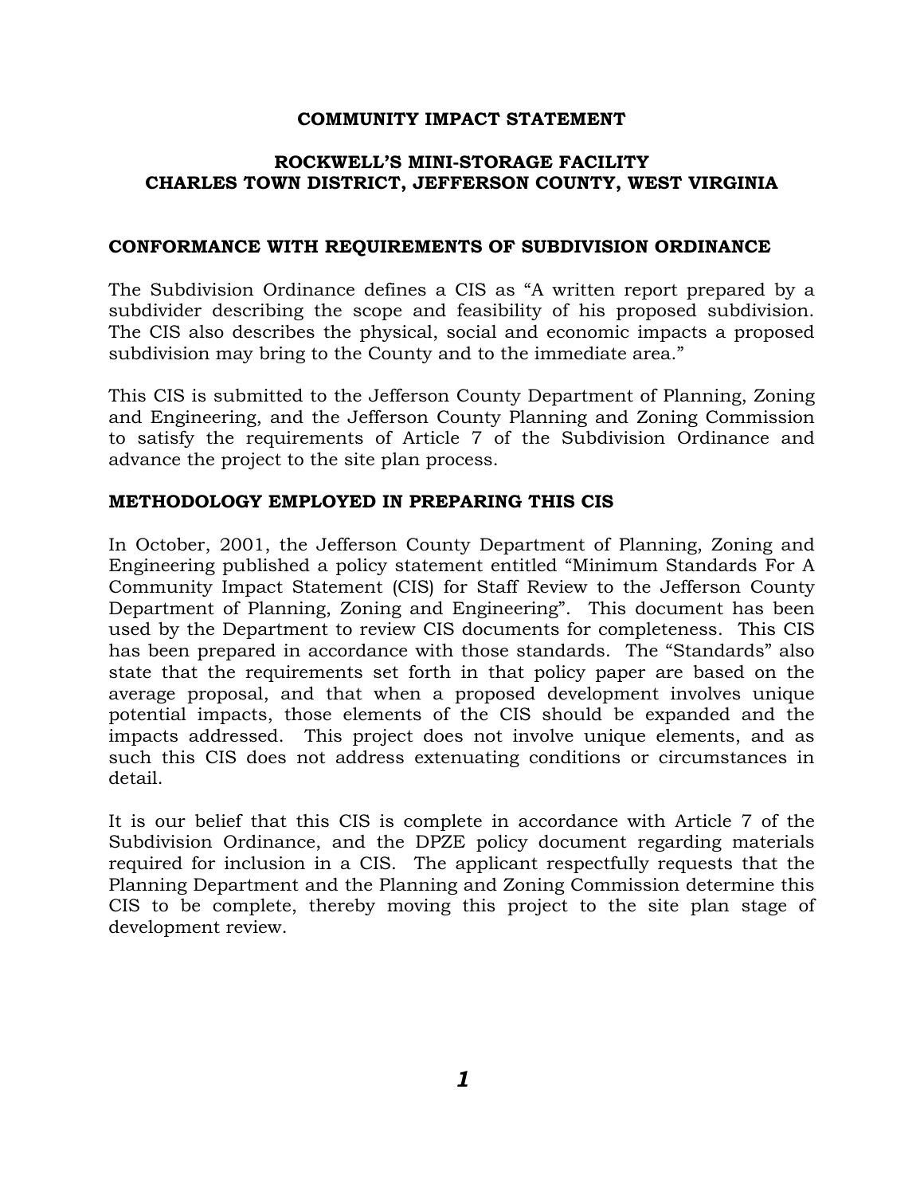# COMMUNITY IMPACT STATEMENT

## ROCKWELL'S MINI-STORAGE FACILITY
## CHARLES TOWN DISTRICT, JEFFERSON COUNTY, WEST VIRGINIA

### CONFORMANCE WITH REQUIREMENTS OF SUBDIVISION ORDINANCE

The Subdivision Ordinance defines a CIS as "A written report prepared by a subdivider describing the scope and feasibility of his proposed subdivision. The CIS also describes the physical, social and economic impacts a proposed subdivision may bring to the County and to the immediate area."

This CIS is submitted to the Jefferson County Department of Planning, Zoning and Engineering, and the Jefferson County Planning and Zoning Commission to satisfy the requirements of Article 7 of the Subdivision Ordinance and advance the project to the site plan process.

### METHODOLOGY EMPLOYED IN PREPARING THIS CIS

In October, 2001, the Jefferson County Department of Planning, Zoning and Engineering published a policy statement entitled "Minimum Standards For A Community Impact Statement (CIS) for Staff Review to the Jefferson County Department of Planning, Zoning and Engineering". This document has been used by the Department to review CIS documents for completeness. This CIS has been prepared in accordance with those standards. The "Standards" also state that the requirements set forth in that policy paper are based on the average proposal, and that when a proposed development involves unique potential impacts, those elements of the CIS should be expanded and the impacts addressed. This project does not involve unique elements, and as such this CIS does not address extenuating conditions or circumstances in detail.

It is our belief that this CIS is complete in accordance with Article 7 of the Subdivision Ordinance, and the DPZE policy document regarding materials required for inclusion in a CIS. The applicant respectfully requests that the Planning Department and the Planning and Zoning Commission determine this CIS to be complete, thereby moving this project to the site plan stage of development review.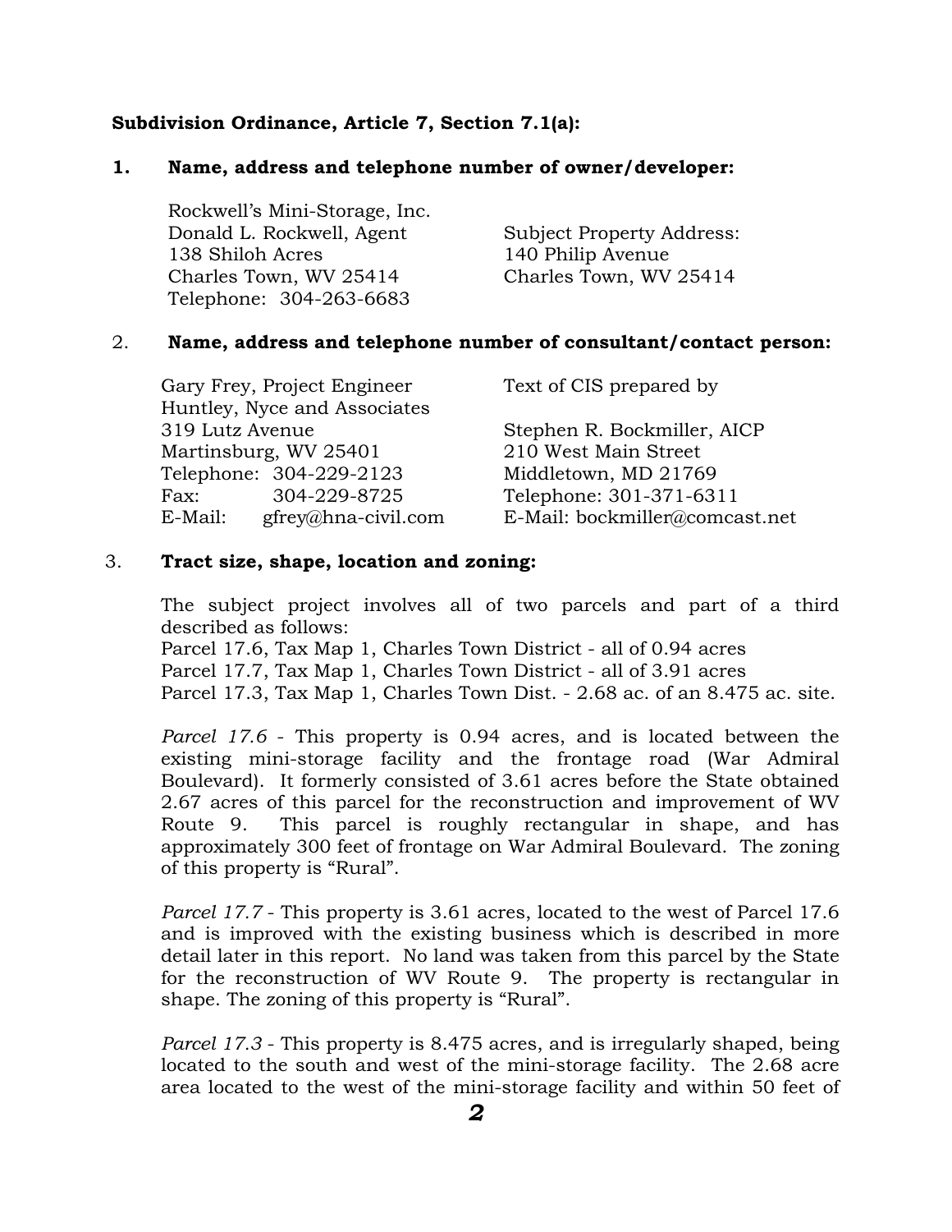**Subdivision Ordinance, Article 7, Section 7.1(a):**

**1. Name, address and telephone number of owner/developer:**

Rockwell's Mini-Storage, Inc.
Donald L. Rockwell, Agent
138 Shiloh Acres
Charles Town, WV 25414
Telephone: 304-263-6683

Subject Property Address:
140 Philip Avenue
Charles Town, WV 25414

2. **Name, address and telephone number of consultant/contact person:**

Gary Frey, Project Engineer
Huntley, Nyce and Associates
319 Lutz Avenue
Martinsburg, WV 25401
Telephone: 304-229-2123
Fax: 304-229-8725
E-Mail: gfrey@hna-civil.com

Text of CIS prepared by

Stephen R. Bockmiller, AICP
210 West Main Street
Middletown, MD 21769
Telephone: 301-371-6311
E-Mail: bockmiller@comcast.net

3. **Tract size, shape, location and zoning:**

The subject project involves all of two parcels and part of a third described as follows:
Parcel 17.6, Tax Map 1, Charles Town District - all of 0.94 acres
Parcel 17.7, Tax Map 1, Charles Town District - all of 3.91 acres
Parcel 17.3, Tax Map 1, Charles Town Dist. - 2.68 ac. of an 8.475 ac. site.

*Parcel 17.6* - This property is 0.94 acres, and is located between the existing mini-storage facility and the frontage road (War Admiral Boulevard). It formerly consisted of 3.61 acres before the State obtained 2.67 acres of this parcel for the reconstruction and improvement of WV Route 9. This parcel is roughly rectangular in shape, and has approximately 300 feet of frontage on War Admiral Boulevard. The zoning of this property is "Rural".

*Parcel 17.7* - This property is 3.61 acres, located to the west of Parcel 17.6 and is improved with the existing business which is described in more detail later in this report. No land was taken from this parcel by the State for the reconstruction of WV Route 9. The property is rectangular in shape. The zoning of this property is "Rural".

*Parcel 17.3* - This property is 8.475 acres, and is irregularly shaped, being located to the south and west of the mini-storage facility. The 2.68 acre area located to the west of the mini-storage facility and within 50 feet of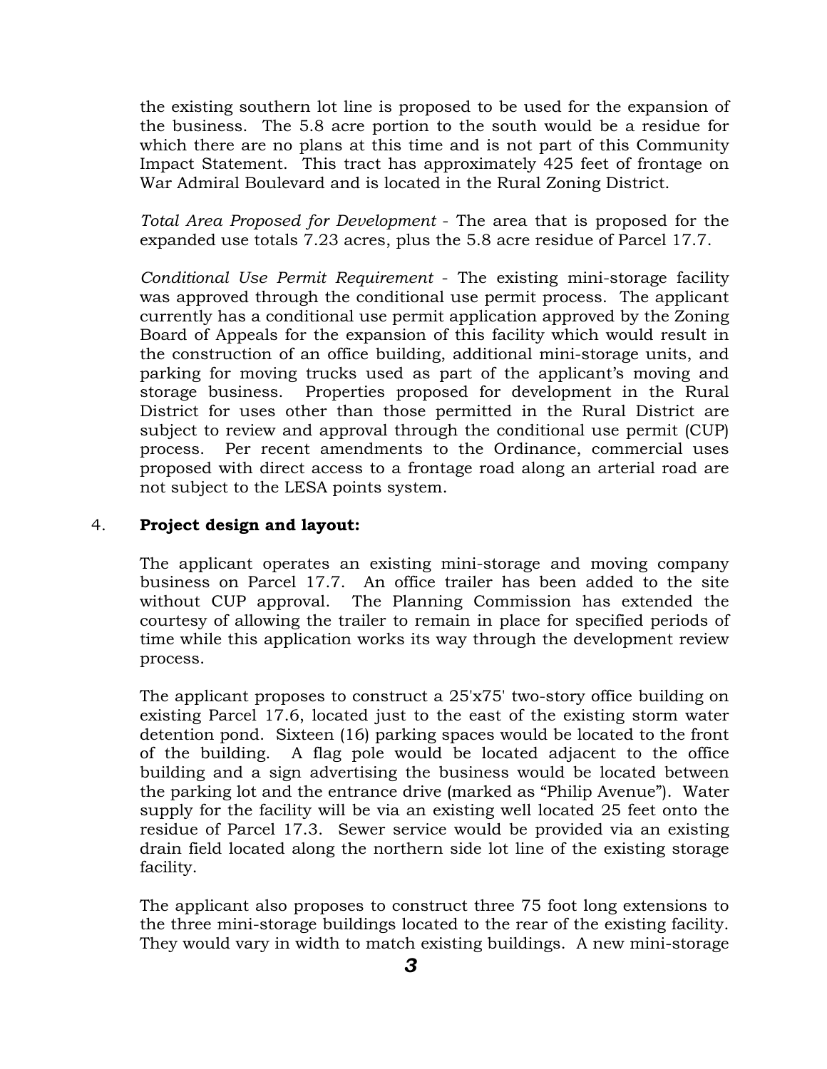the existing southern lot line is proposed to be used for the expansion of the business. The 5.8 acre portion to the south would be a residue for which there are no plans at this time and is not part of this Community Impact Statement. This tract has approximately 425 feet of frontage on War Admiral Boulevard and is located in the Rural Zoning District.

*Total Area Proposed for Development* - The area that is proposed for the expanded use totals 7.23 acres, plus the 5.8 acre residue of Parcel 17.7.

*Conditional Use Permit Requirement* - The existing mini-storage facility was approved through the conditional use permit process. The applicant currently has a conditional use permit application approved by the Zoning Board of Appeals for the expansion of this facility which would result in the construction of an office building, additional mini-storage units, and parking for moving trucks used as part of the applicant's moving and storage business. Properties proposed for development in the Rural District for uses other than those permitted in the Rural District are subject to review and approval through the conditional use permit (CUP) process. Per recent amendments to the Ordinance, commercial uses proposed with direct access to a frontage road along an arterial road are not subject to the LESA points system.

4. **Project design and layout:**

The applicant operates an existing mini-storage and moving company business on Parcel 17.7. An office trailer has been added to the site without CUP approval. The Planning Commission has extended the courtesy of allowing the trailer to remain in place for specified periods of time while this application works its way through the development review process.

The applicant proposes to construct a 25'x75' two-story office building on existing Parcel 17.6, located just to the east of the existing storm water detention pond. Sixteen (16) parking spaces would be located to the front of the building. A flag pole would be located adjacent to the office building and a sign advertising the business would be located between the parking lot and the entrance drive (marked as "Philip Avenue"). Water supply for the facility will be via an existing well located 25 feet onto the residue of Parcel 17.3. Sewer service would be provided via an existing drain field located along the northern side lot line of the existing storage facility.

The applicant also proposes to construct three 75 foot long extensions to the three mini-storage buildings located to the rear of the existing facility. They would vary in width to match existing buildings. A new mini-storage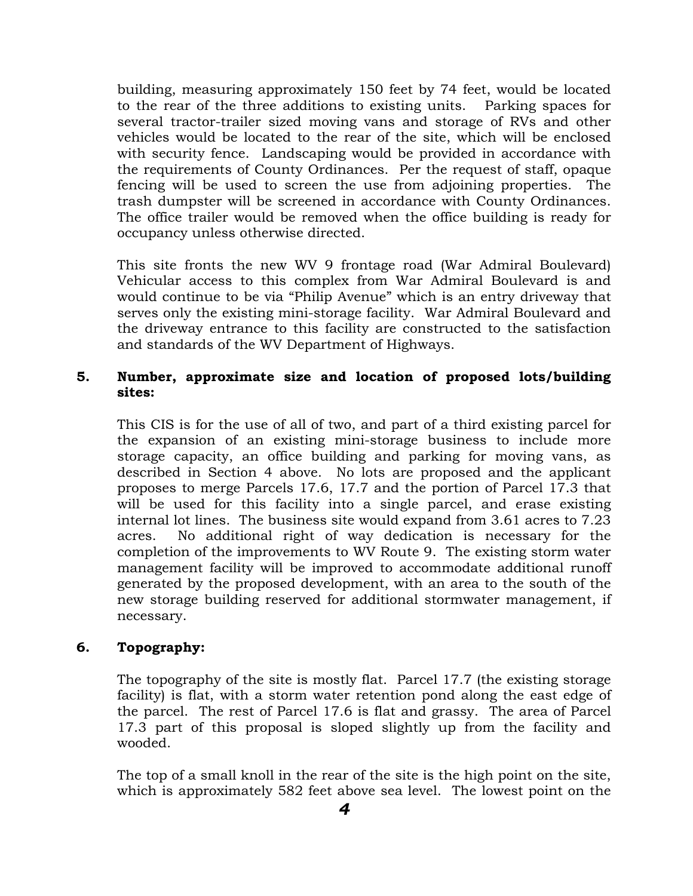building, measuring approximately 150 feet by 74 feet, would be located to the rear of the three additions to existing units. Parking spaces for several tractor-trailer sized moving vans and storage of RVs and other vehicles would be located to the rear of the site, which will be enclosed with security fence. Landscaping would be provided in accordance with the requirements of County Ordinances. Per the request of staff, opaque fencing will be used to screen the use from adjoining properties. The trash dumpster will be screened in accordance with County Ordinances. The office trailer would be removed when the office building is ready for occupancy unless otherwise directed.

This site fronts the new WV 9 frontage road (War Admiral Boulevard) Vehicular access to this complex from War Admiral Boulevard is and would continue to be via "Philip Avenue" which is an entry driveway that serves only the existing mini-storage facility. War Admiral Boulevard and the driveway entrance to this facility are constructed to the satisfaction and standards of the WV Department of Highways.

## 5. Number, approximate size and location of proposed lots/building sites:

This CIS is for the use of all of two, and part of a third existing parcel for the expansion of an existing mini-storage business to include more storage capacity, an office building and parking for moving vans, as described in Section 4 above. No lots are proposed and the applicant proposes to merge Parcels 17.6, 17.7 and the portion of Parcel 17.3 that will be used for this facility into a single parcel, and erase existing internal lot lines. The business site would expand from 3.61 acres to 7.23 acres. No additional right of way dedication is necessary for the completion of the improvements to WV Route 9. The existing storm water management facility will be improved to accommodate additional runoff generated by the proposed development, with an area to the south of the new storage building reserved for additional stormwater management, if necessary.

## 6. Topography:

The topography of the site is mostly flat. Parcel 17.7 (the existing storage facility) is flat, with a storm water retention pond along the east edge of the parcel. The rest of Parcel 17.6 is flat and grassy. The area of Parcel 17.3 part of this proposal is sloped slightly up from the facility and wooded.

The top of a small knoll in the rear of the site is the high point on the site, which is approximately 582 feet above sea level. The lowest point on the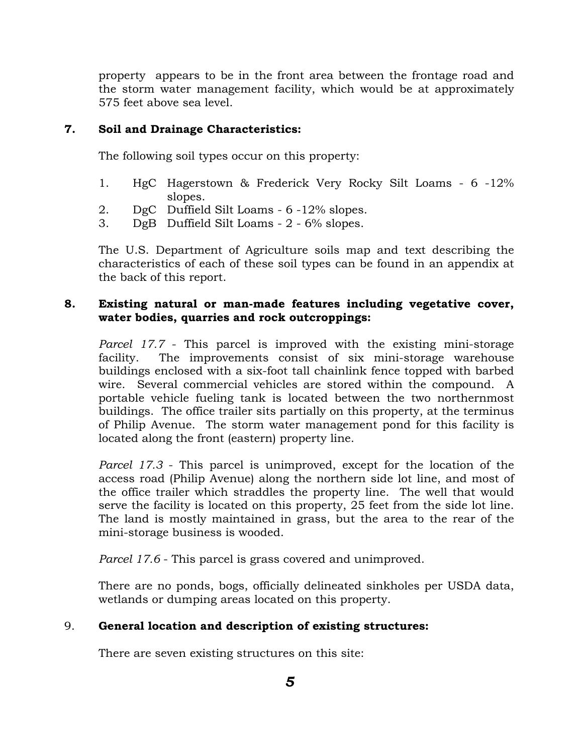property appears to be in the front area between the frontage road and the storm water management facility, which would be at approximately 575 feet above sea level.

**7. Soil and Drainage Characteristics:**

The following soil types occur on this property:

1. HgC Hagerstown & Frederick Very Rocky Silt Loams - 6 -12% slopes.
2. DgC Duffield Silt Loams - 6 -12% slopes.
3. DgB Duffield Silt Loams - 2 - 6% slopes.

The U.S. Department of Agriculture soils map and text describing the characteristics of each of these soil types can be found in an appendix at the back of this report.

**8. Existing natural or man-made features including vegetative cover, water bodies, quarries and rock outcroppings:**

*Parcel 17.7* - This parcel is improved with the existing mini-storage facility. The improvements consist of six mini-storage warehouse buildings enclosed with a six-foot tall chainlink fence topped with barbed wire. Several commercial vehicles are stored within the compound. A portable vehicle fueling tank is located between the two northernmost buildings. The office trailer sits partially on this property, at the terminus of Philip Avenue. The storm water management pond for this facility is located along the front (eastern) property line.

*Parcel 17.3* - This parcel is unimproved, except for the location of the access road (Philip Avenue) along the northern side lot line, and most of the office trailer which straddles the property line. The well that would serve the facility is located on this property, 25 feet from the side lot line. The land is mostly maintained in grass, but the area to the rear of the mini-storage business is wooded.

*Parcel 17.6* - This parcel is grass covered and unimproved.

There are no ponds, bogs, officially delineated sinkholes per USDA data, wetlands or dumping areas located on this property.

9. **General location and description of existing structures:**

There are seven existing structures on this site: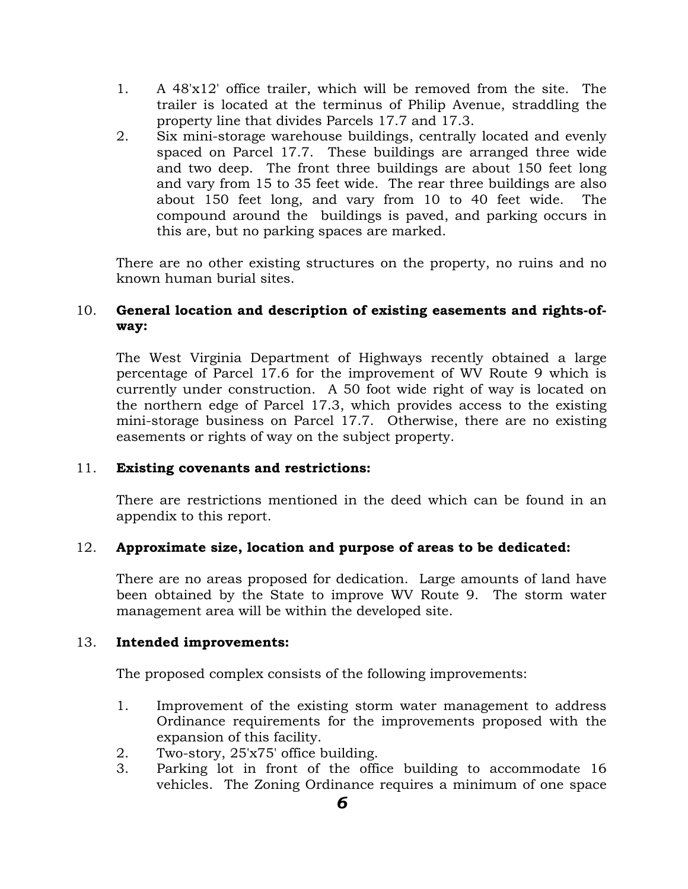1. A 48'x12' office trailer, which will be removed from the site. The trailer is located at the terminus of Philip Avenue, straddling the property line that divides Parcels 17.7 and 17.3.
2. Six mini-storage warehouse buildings, centrally located and evenly spaced on Parcel 17.7. These buildings are arranged three wide and two deep. The front three buildings are about 150 feet long and vary from 15 to 35 feet wide. The rear three buildings are also about 150 feet long, and vary from 10 to 40 feet wide. The compound around the buildings is paved, and parking occurs in this are, but no parking spaces are marked.

There are no other existing structures on the property, no ruins and no known human burial sites.

10. **General location and description of existing easements and rights-of-way:**

The West Virginia Department of Highways recently obtained a large percentage of Parcel 17.6 for the improvement of WV Route 9 which is currently under construction. A 50 foot wide right of way is located on the northern edge of Parcel 17.3, which provides access to the existing mini-storage business on Parcel 17.7. Otherwise, there are no existing easements or rights of way on the subject property.

11. **Existing covenants and restrictions:**

There are restrictions mentioned in the deed which can be found in an appendix to this report.

12. **Approximate size, location and purpose of areas to be dedicated:**

There are no areas proposed for dedication. Large amounts of land have been obtained by the State to improve WV Route 9. The storm water management area will be within the developed site.

13. **Intended improvements:**

The proposed complex consists of the following improvements:

1. Improvement of the existing storm water management to address Ordinance requirements for the improvements proposed with the expansion of this facility.
2. Two-story, 25'x75' office building.
3. Parking lot in front of the office building to accommodate 16 vehicles. The Zoning Ordinance requires a minimum of one space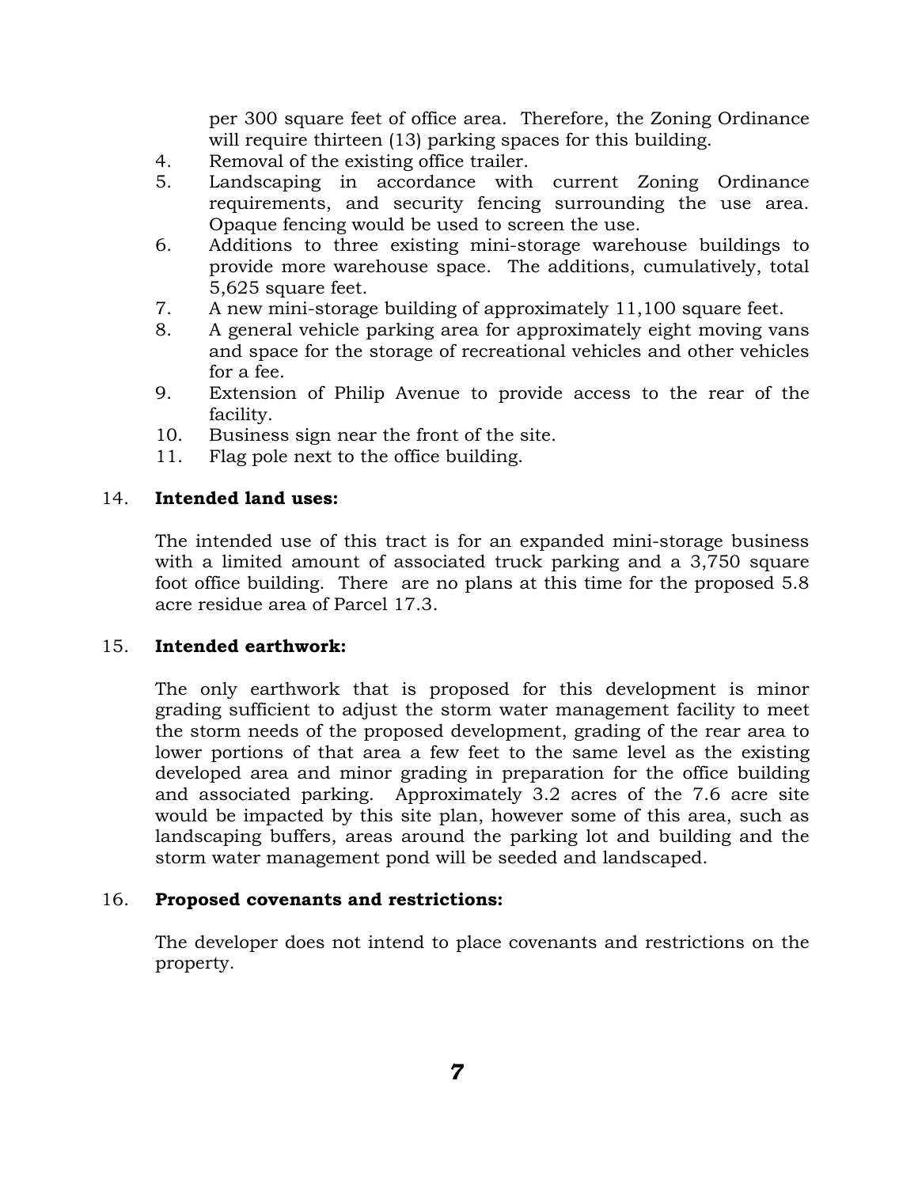per 300 square feet of office area. Therefore, the Zoning Ordinance will require thirteen (13) parking spaces for this building.

4. Removal of the existing office trailer.
5. Landscaping in accordance with current Zoning Ordinance requirements, and security fencing surrounding the use area. Opaque fencing would be used to screen the use.
6. Additions to three existing mini-storage warehouse buildings to provide more warehouse space. The additions, cumulatively, total 5,625 square feet.
7. A new mini-storage building of approximately 11,100 square feet.
8. A general vehicle parking area for approximately eight moving vans and space for the storage of recreational vehicles and other vehicles for a fee.
9. Extension of Philip Avenue to provide access to the rear of the facility.
10. Business sign near the front of the site.
11. Flag pole next to the office building.

14. **Intended land uses:**

The intended use of this tract is for an expanded mini-storage business with a limited amount of associated truck parking and a 3,750 square foot office building. There are no plans at this time for the proposed 5.8 acre residue area of Parcel 17.3.

15. **Intended earthwork:**

The only earthwork that is proposed for this development is minor grading sufficient to adjust the storm water management facility to meet the storm needs of the proposed development, grading of the rear area to lower portions of that area a few feet to the same level as the existing developed area and minor grading in preparation for the office building and associated parking. Approximately 3.2 acres of the 7.6 acre site would be impacted by this site plan, however some of this area, such as landscaping buffers, areas around the parking lot and building and the storm water management pond will be seeded and landscaped.

16. **Proposed covenants and restrictions:**

The developer does not intend to place covenants and restrictions on the property.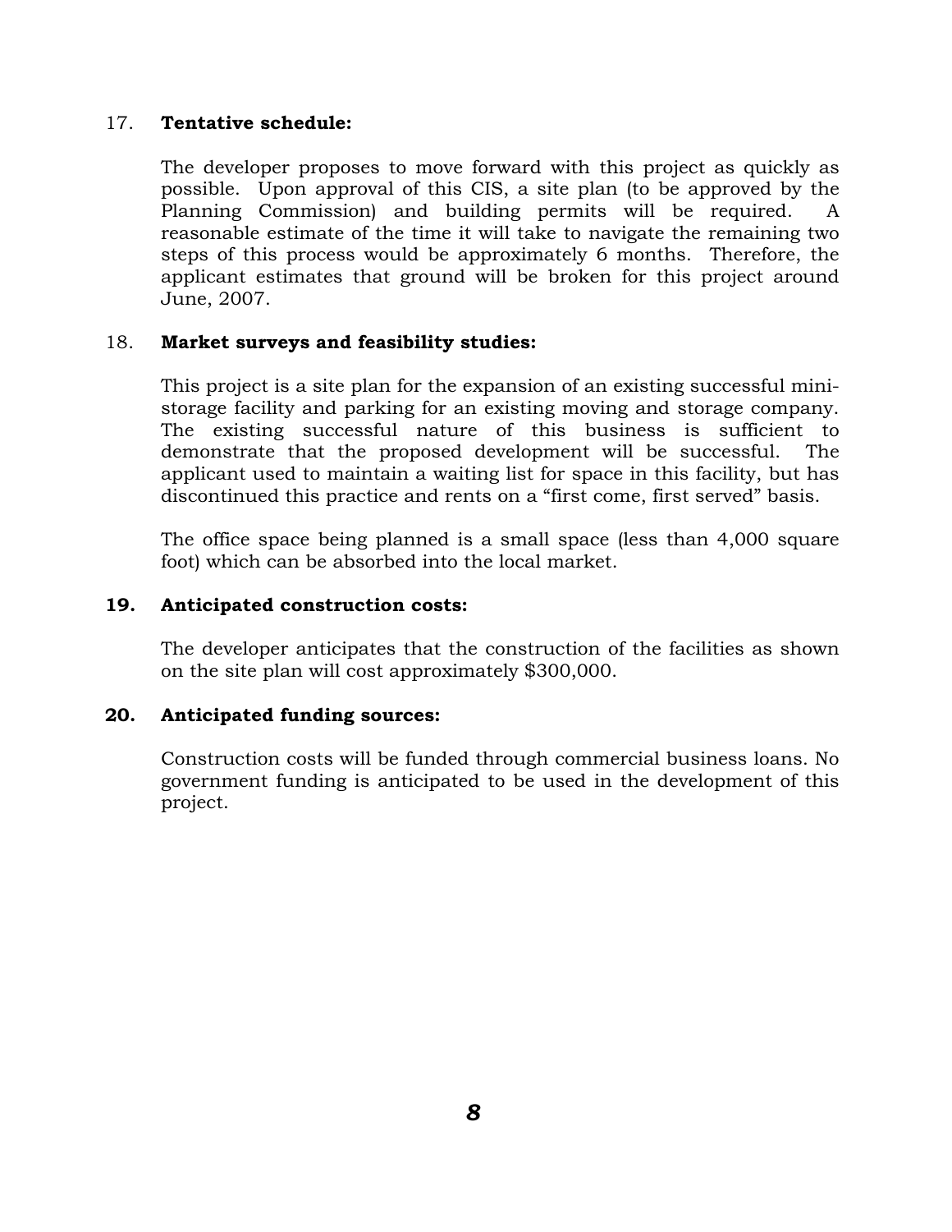17. **Tentative schedule:**

The developer proposes to move forward with this project as quickly as possible. Upon approval of this CIS, a site plan (to be approved by the Planning Commission) and building permits will be required. A reasonable estimate of the time it will take to navigate the remaining two steps of this process would be approximately 6 months. Therefore, the applicant estimates that ground will be broken for this project around June, 2007.

18. **Market surveys and feasibility studies:**

This project is a site plan for the expansion of an existing successful mini-storage facility and parking for an existing moving and storage company. The existing successful nature of this business is sufficient to demonstrate that the proposed development will be successful. The applicant used to maintain a waiting list for space in this facility, but has discontinued this practice and rents on a "first come, first served" basis.

The office space being planned is a small space (less than 4,000 square foot) which can be absorbed into the local market.

**19. Anticipated construction costs:**

The developer anticipates that the construction of the facilities as shown on the site plan will cost approximately $300,000.

**20. Anticipated funding sources:**

Construction costs will be funded through commercial business loans. No government funding is anticipated to be used in the development of this project.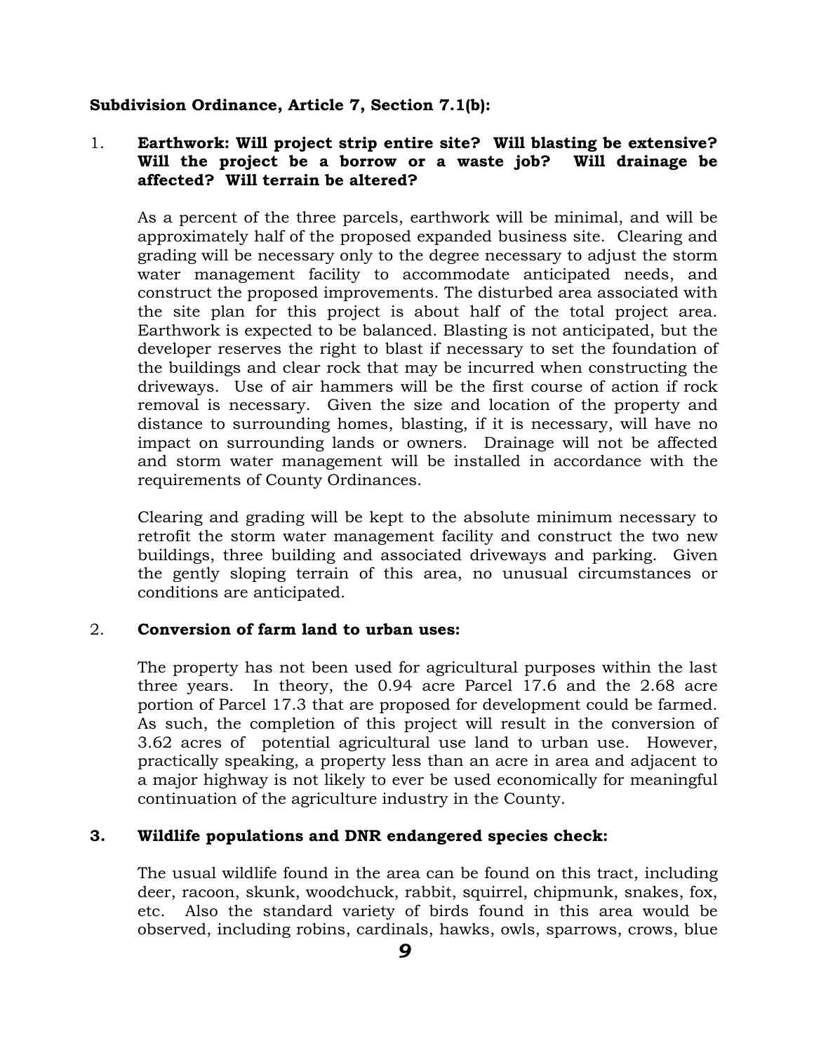**Subdivision Ordinance, Article 7, Section 7.1(b):**

1. **Earthwork: Will project strip entire site? Will blasting be extensive? Will the project be a borrow or a waste job? Will drainage be affected? Will terrain be altered?**

   As a percent of the three parcels, earthwork will be minimal, and will be approximately half of the proposed expanded business site. Clearing and grading will be necessary only to the degree necessary to adjust the storm water management facility to accommodate anticipated needs, and construct the proposed improvements. The disturbed area associated with the site plan for this project is about half of the total project area. Earthwork is expected to be balanced. Blasting is not anticipated, but the developer reserves the right to blast if necessary to set the foundation of the buildings and clear rock that may be incurred when constructing the driveways. Use of air hammers will be the first course of action if rock removal is necessary. Given the size and location of the property and distance to surrounding homes, blasting, if it is necessary, will have no impact on surrounding lands or owners. Drainage will not be affected and storm water management will be installed in accordance with the requirements of County Ordinances.

   Clearing and grading will be kept to the absolute minimum necessary to retrofit the storm water management facility and construct the two new buildings, three building and associated driveways and parking. Given the gently sloping terrain of this area, no unusual circumstances or conditions are anticipated.

2. **Conversion of farm land to urban uses:**

   The property has not been used for agricultural purposes within the last three years. In theory, the 0.94 acre Parcel 17.6 and the 2.68 acre portion of Parcel 17.3 that are proposed for development could be farmed. As such, the completion of this project will result in the conversion of 3.62 acres of potential agricultural use land to urban use. However, practically speaking, a property less than an acre in area and adjacent to a major highway is not likely to ever be used economically for meaningful continuation of the agriculture industry in the County.

3. **Wildlife populations and DNR endangered species check:**

   The usual wildlife found in the area can be found on this tract, including deer, racoon, skunk, woodchuck, rabbit, squirrel, chipmunk, snakes, fox, etc. Also the standard variety of birds found in this area would be observed, including robins, cardinals, hawks, owls, sparrows, crows, blue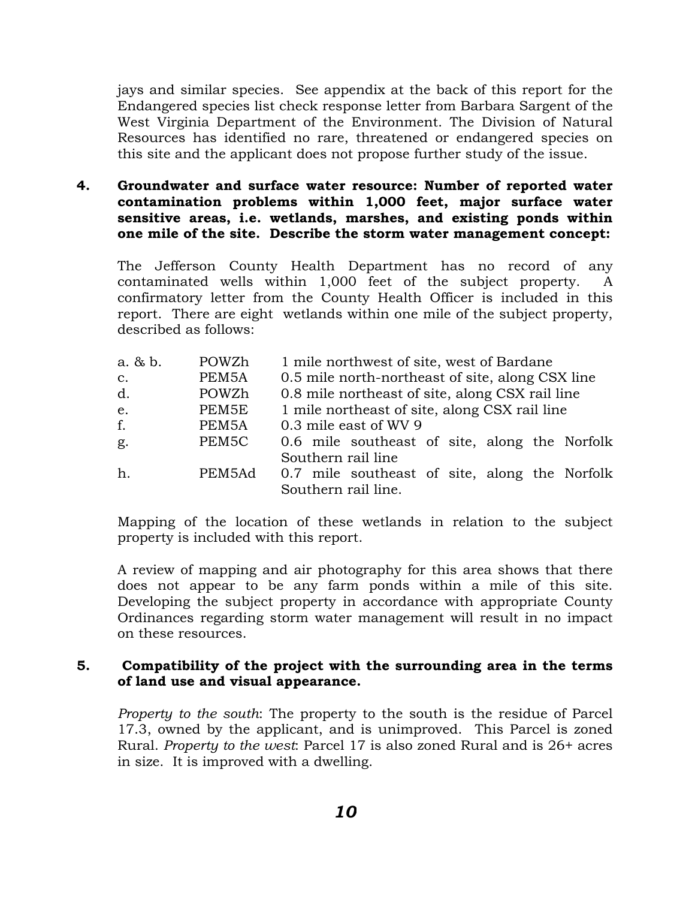jays and similar species. See appendix at the back of this report for the Endangered species list check response letter from Barbara Sargent of the West Virginia Department of the Environment. The Division of Natural Resources has identified no rare, threatened or endangered species on this site and the applicant does not propose further study of the issue.

**4. Groundwater and surface water resource: Number of reported water contamination problems within 1,000 feet, major surface water sensitive areas, i.e. wetlands, marshes, and existing ponds within one mile of the site. Describe the storm water management concept:**

The Jefferson County Health Department has no record of any contaminated wells within 1,000 feet of the subject property. A confirmatory letter from the County Health Officer is included in this report. There are eight wetlands within one mile of the subject property, described as follows:

| | | |
|---|---|---|
| a. & b. | POWZh | 1 mile northwest of site, west of Bardane |
| c. | PEM5A | 0.5 mile north-northeast of site, along CSX line |
| d. | POWZh | 0.8 mile northeast of site, along CSX rail line |
| e. | PEM5E | 1 mile northeast of site, along CSX rail line |
| f. | PEM5A | 0.3 mile east of WV 9 |
| g. | PEM5C | 0.6 mile southeast of site, along the Norfolk Southern rail line |
| h. | PEM5Ad | 0.7 mile southeast of site, along the Norfolk Southern rail line. |

Mapping of the location of these wetlands in relation to the subject property is included with this report.

A review of mapping and air photography for this area shows that there does not appear to be any farm ponds within a mile of this site. Developing the subject property in accordance with appropriate County Ordinances regarding storm water management will result in no impact on these resources.

**5. Compatibility of the project with the surrounding area in the terms of land use and visual appearance.**

*Property to the south*: The property to the south is the residue of Parcel 17.3, owned by the applicant, and is unimproved. This Parcel is zoned Rural. *Property to the west*: Parcel 17 is also zoned Rural and is 26+ acres in size. It is improved with a dwelling.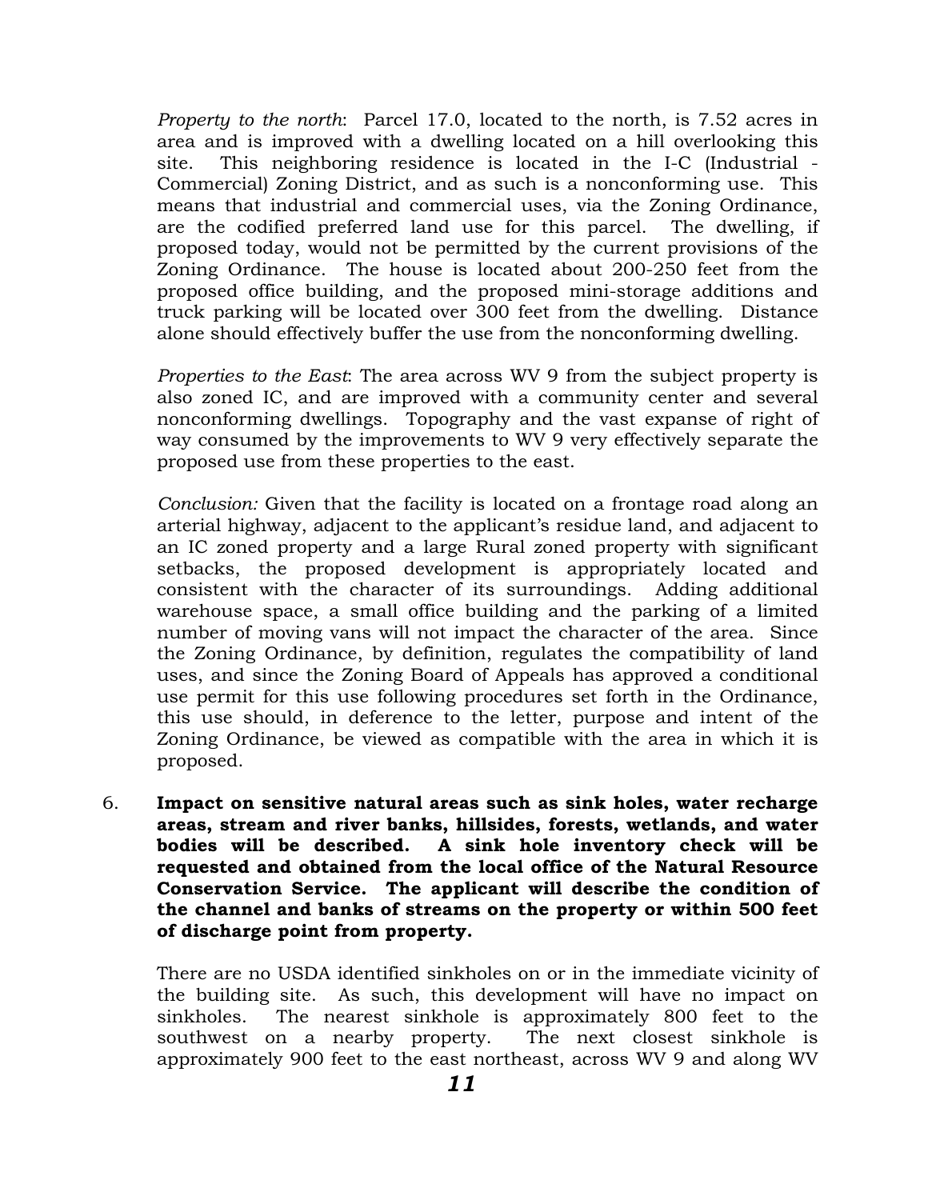*Property to the north*: Parcel 17.0, located to the north, is 7.52 acres in area and is improved with a dwelling located on a hill overlooking this site. This neighboring residence is located in the I-C (Industrial - Commercial) Zoning District, and as such is a nonconforming use. This means that industrial and commercial uses, via the Zoning Ordinance, are the codified preferred land use for this parcel. The dwelling, if proposed today, would not be permitted by the current provisions of the Zoning Ordinance. The house is located about 200-250 feet from the proposed office building, and the proposed mini-storage additions and truck parking will be located over 300 feet from the dwelling. Distance alone should effectively buffer the use from the nonconforming dwelling.

*Properties to the East*: The area across WV 9 from the subject property is also zoned IC, and are improved with a community center and several nonconforming dwellings. Topography and the vast expanse of right of way consumed by the improvements to WV 9 very effectively separate the proposed use from these properties to the east.

*Conclusion:* Given that the facility is located on a frontage road along an arterial highway, adjacent to the applicant's residue land, and adjacent to an IC zoned property and a large Rural zoned property with significant setbacks, the proposed development is appropriately located and consistent with the character of its surroundings. Adding additional warehouse space, a small office building and the parking of a limited number of moving vans will not impact the character of the area. Since the Zoning Ordinance, by definition, regulates the compatibility of land uses, and since the Zoning Board of Appeals has approved a conditional use permit for this use following procedures set forth in the Ordinance, this use should, in deference to the letter, purpose and intent of the Zoning Ordinance, be viewed as compatible with the area in which it is proposed.

6. **Impact on sensitive natural areas such as sink holes, water recharge areas, stream and river banks, hillsides, forests, wetlands, and water bodies will be described. A sink hole inventory check will be requested and obtained from the local office of the Natural Resource Conservation Service. The applicant will describe the condition of the channel and banks of streams on the property or within 500 feet of discharge point from property.**

   There are no USDA identified sinkholes on or in the immediate vicinity of the building site. As such, this development will have no impact on sinkholes. The nearest sinkhole is approximately 800 feet to the southwest on a nearby property. The next closest sinkhole is approximately 900 feet to the east northeast, across WV 9 and along WV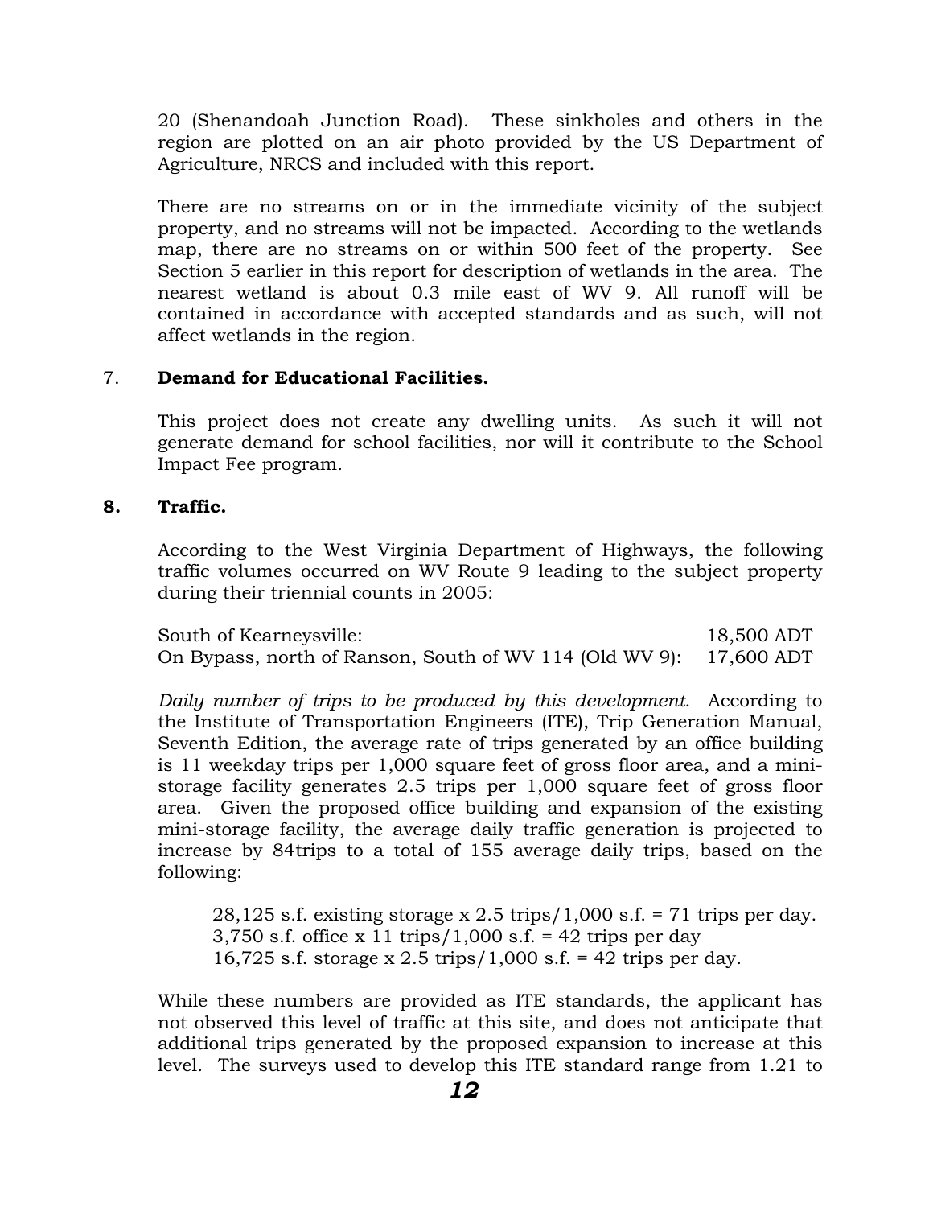20 (Shenandoah Junction Road). These sinkholes and others in the region are plotted on an air photo provided by the US Department of Agriculture, NRCS and included with this report.

There are no streams on or in the immediate vicinity of the subject property, and no streams will not be impacted. According to the wetlands map, there are no streams on or within 500 feet of the property. See Section 5 earlier in this report for description of wetlands in the area. The nearest wetland is about 0.3 mile east of WV 9. All runoff will be contained in accordance with accepted standards and as such, will not affect wetlands in the region.

## 7. **Demand for Educational Facilities.**

This project does not create any dwelling units. As such it will not generate demand for school facilities, nor will it contribute to the School Impact Fee program.

## 8. **Traffic.**

According to the West Virginia Department of Highways, the following traffic volumes occurred on WV Route 9 leading to the subject property during their triennial counts in 2005:

| | |
|---|---|
| South of Kearneysville: | 18,500 ADT |
| On Bypass, north of Ranson, South of WV 114 (Old WV 9): | 17,600 ADT |

*Daily number of trips to be produced by this development*. According to the Institute of Transportation Engineers (ITE), Trip Generation Manual, Seventh Edition, the average rate of trips generated by an office building is 11 weekday trips per 1,000 square feet of gross floor area, and a mini-storage facility generates 2.5 trips per 1,000 square feet of gross floor area. Given the proposed office building and expansion of the existing mini-storage facility, the average daily traffic generation is projected to increase by 84trips to a total of 155 average daily trips, based on the following:

28,125 s.f. existing storage x 2.5 trips/1,000 s.f. = 71 trips per day.
3,750 s.f. office x 11 trips/1,000 s.f. = 42 trips per day
16,725 s.f. storage x 2.5 trips/1,000 s.f. = 42 trips per day.

While these numbers are provided as ITE standards, the applicant has not observed this level of traffic at this site, and does not anticipate that additional trips generated by the proposed expansion to increase at this level. The surveys used to develop this ITE standard range from 1.21 to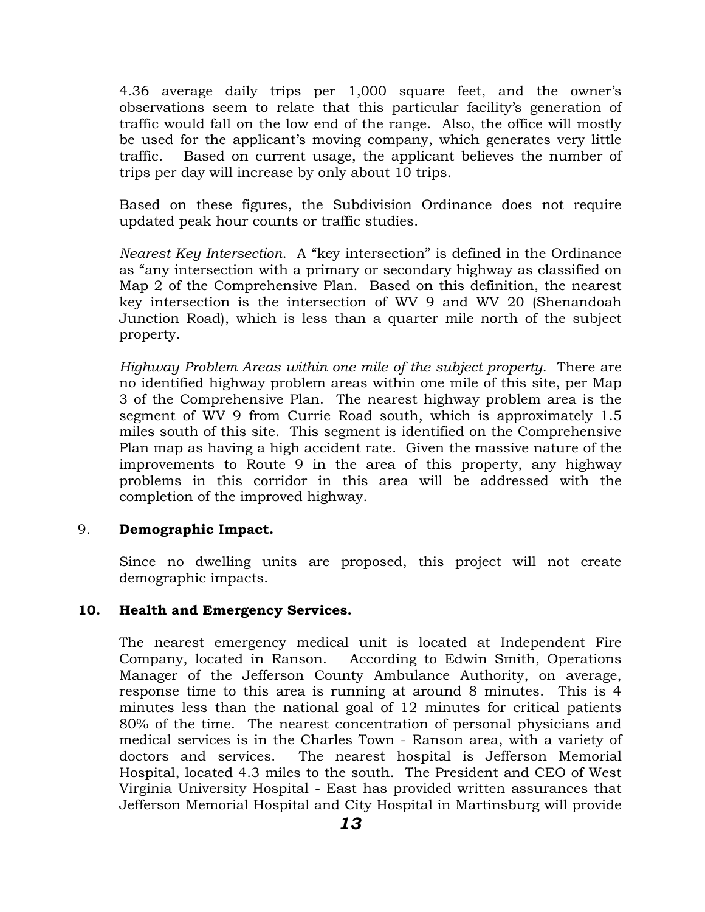4.36 average daily trips per 1,000 square feet, and the owner's observations seem to relate that this particular facility's generation of traffic would fall on the low end of the range. Also, the office will mostly be used for the applicant's moving company, which generates very little traffic. Based on current usage, the applicant believes the number of trips per day will increase by only about 10 trips.

Based on these figures, the Subdivision Ordinance does not require updated peak hour counts or traffic studies.

*Nearest Key Intersection.* A "key intersection" is defined in the Ordinance as "any intersection with a primary or secondary highway as classified on Map 2 of the Comprehensive Plan. Based on this definition, the nearest key intersection is the intersection of WV 9 and WV 20 (Shenandoah Junction Road), which is less than a quarter mile north of the subject property.

*Highway Problem Areas within one mile of the subject property.* There are no identified highway problem areas within one mile of this site, per Map 3 of the Comprehensive Plan. The nearest highway problem area is the segment of WV 9 from Currie Road south, which is approximately 1.5 miles south of this site. This segment is identified on the Comprehensive Plan map as having a high accident rate. Given the massive nature of the improvements to Route 9 in the area of this property, any highway problems in this corridor in this area will be addressed with the completion of the improved highway.

9. **Demographic Impact.**

Since no dwelling units are proposed, this project will not create demographic impacts.

**10. Health and Emergency Services.**

The nearest emergency medical unit is located at Independent Fire Company, located in Ranson. According to Edwin Smith, Operations Manager of the Jefferson County Ambulance Authority, on average, response time to this area is running at around 8 minutes. This is 4 minutes less than the national goal of 12 minutes for critical patients 80% of the time. The nearest concentration of personal physicians and medical services is in the Charles Town - Ranson area, with a variety of doctors and services. The nearest hospital is Jefferson Memorial Hospital, located 4.3 miles to the south. The President and CEO of West Virginia University Hospital - East has provided written assurances that Jefferson Memorial Hospital and City Hospital in Martinsburg will provide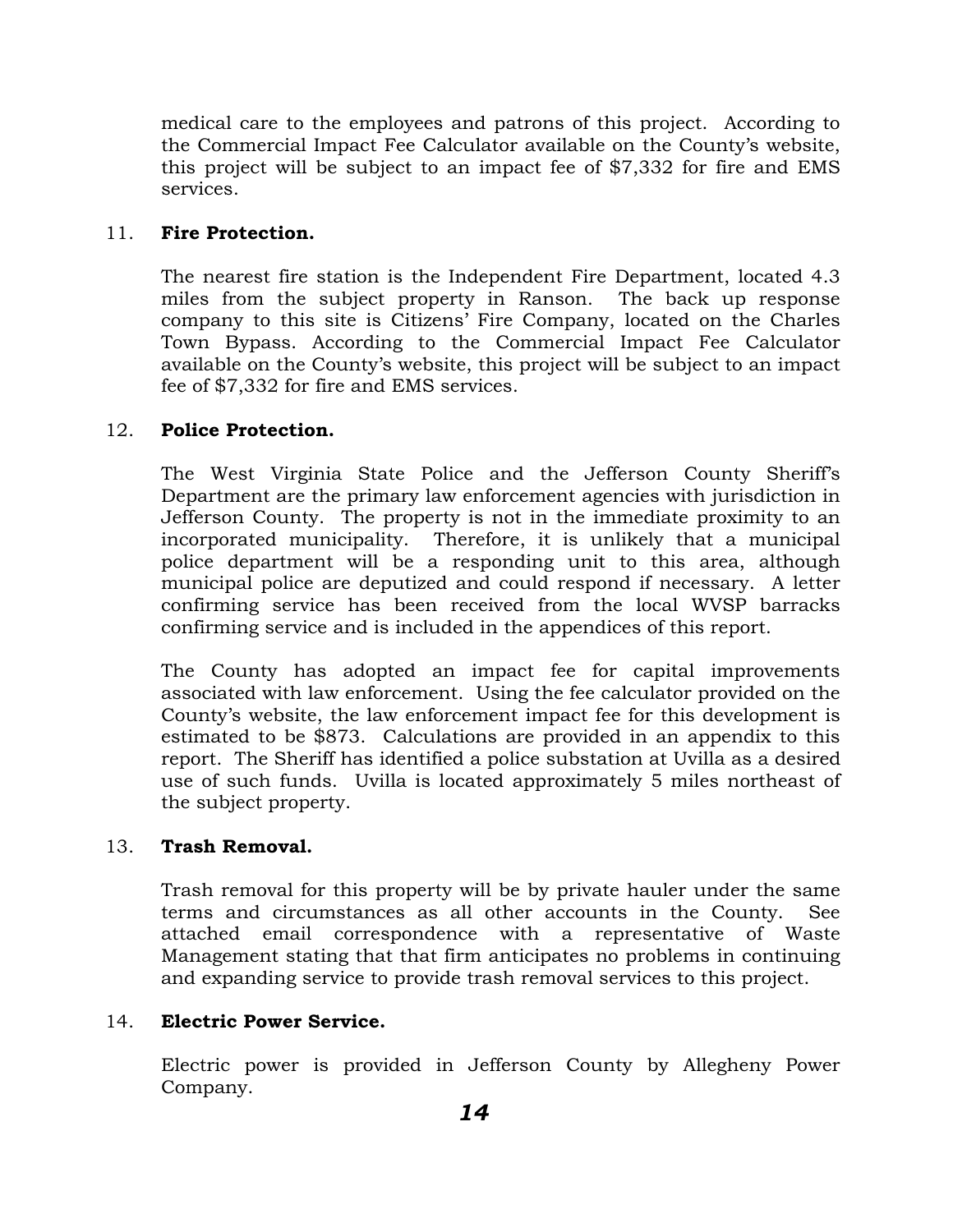medical care to the employees and patrons of this project. According to the Commercial Impact Fee Calculator available on the County's website, this project will be subject to an impact fee of $7,332 for fire and EMS services.

11. **Fire Protection.**

The nearest fire station is the Independent Fire Department, located 4.3 miles from the subject property in Ranson. The back up response company to this site is Citizens' Fire Company, located on the Charles Town Bypass. According to the Commercial Impact Fee Calculator available on the County's website, this project will be subject to an impact fee of $7,332 for fire and EMS services.

12. **Police Protection.**

The West Virginia State Police and the Jefferson County Sheriff's Department are the primary law enforcement agencies with jurisdiction in Jefferson County. The property is not in the immediate proximity to an incorporated municipality. Therefore, it is unlikely that a municipal police department will be a responding unit to this area, although municipal police are deputized and could respond if necessary. A letter confirming service has been received from the local WVSP barracks confirming service and is included in the appendices of this report.

The County has adopted an impact fee for capital improvements associated with law enforcement. Using the fee calculator provided on the County's website, the law enforcement impact fee for this development is estimated to be $873. Calculations are provided in an appendix to this report. The Sheriff has identified a police substation at Uvilla as a desired use of such funds. Uvilla is located approximately 5 miles northeast of the subject property.

13. **Trash Removal.**

Trash removal for this property will be by private hauler under the same terms and circumstances as all other accounts in the County. See attached email correspondence with a representative of Waste Management stating that that firm anticipates no problems in continuing and expanding service to provide trash removal services to this project.

14. **Electric Power Service.**

Electric power is provided in Jefferson County by Allegheny Power Company.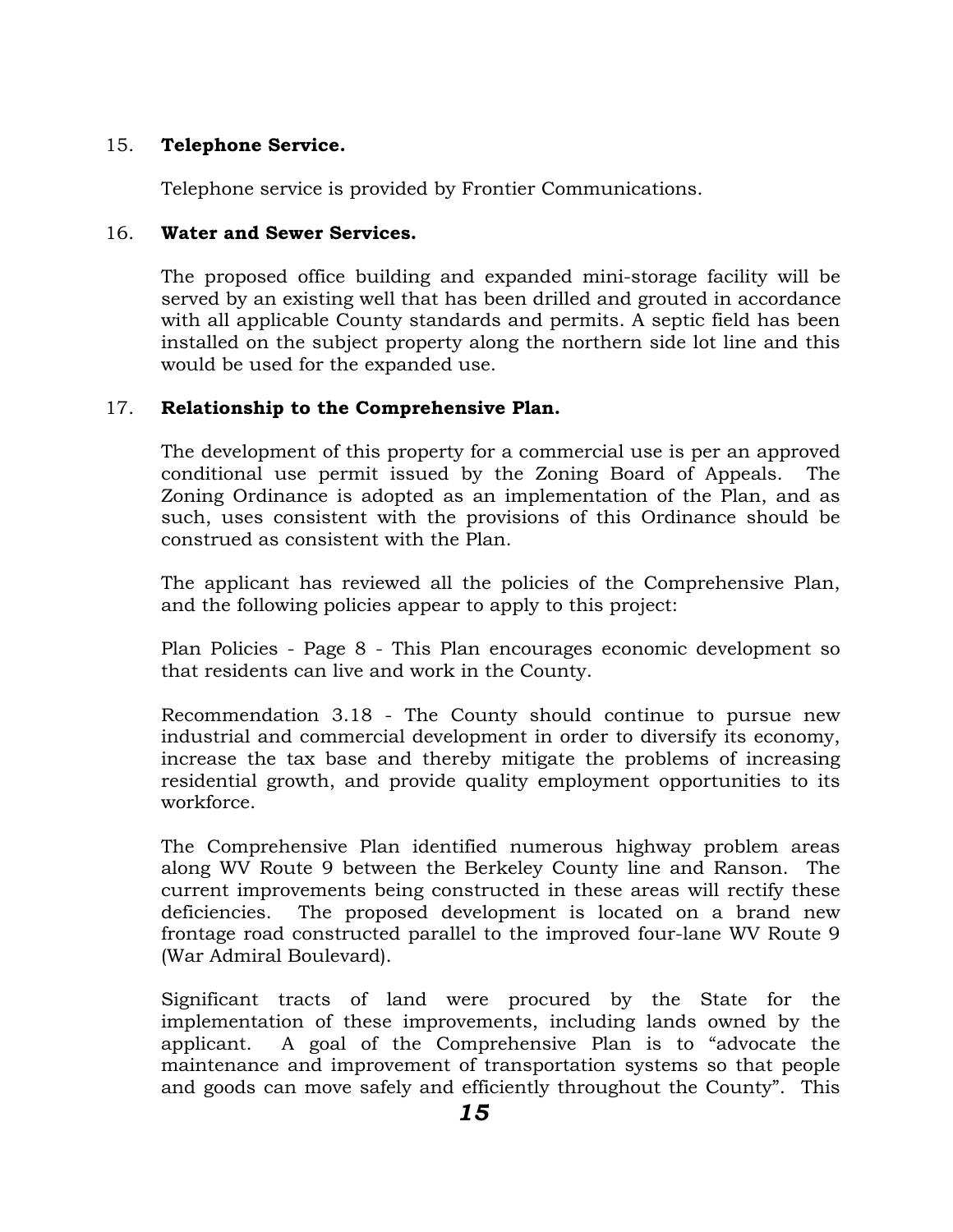15. **Telephone Service.**

Telephone service is provided by Frontier Communications.

16. **Water and Sewer Services.**

The proposed office building and expanded mini-storage facility will be served by an existing well that has been drilled and grouted in accordance with all applicable County standards and permits. A septic field has been installed on the subject property along the northern side lot line and this would be used for the expanded use.

17. **Relationship to the Comprehensive Plan.**

The development of this property for a commercial use is per an approved conditional use permit issued by the Zoning Board of Appeals. The Zoning Ordinance is adopted as an implementation of the Plan, and as such, uses consistent with the provisions of this Ordinance should be construed as consistent with the Plan.

The applicant has reviewed all the policies of the Comprehensive Plan, and the following policies appear to apply to this project:

Plan Policies - Page 8 - This Plan encourages economic development so that residents can live and work in the County.

Recommendation 3.18 - The County should continue to pursue new industrial and commercial development in order to diversify its economy, increase the tax base and thereby mitigate the problems of increasing residential growth, and provide quality employment opportunities to its workforce.

The Comprehensive Plan identified numerous highway problem areas along WV Route 9 between the Berkeley County line and Ranson. The current improvements being constructed in these areas will rectify these deficiencies. The proposed development is located on a brand new frontage road constructed parallel to the improved four-lane WV Route 9 (War Admiral Boulevard).

Significant tracts of land were procured by the State for the implementation of these improvements, including lands owned by the applicant. A goal of the Comprehensive Plan is to "advocate the maintenance and improvement of transportation systems so that people and goods can move safely and efficiently throughout the County". This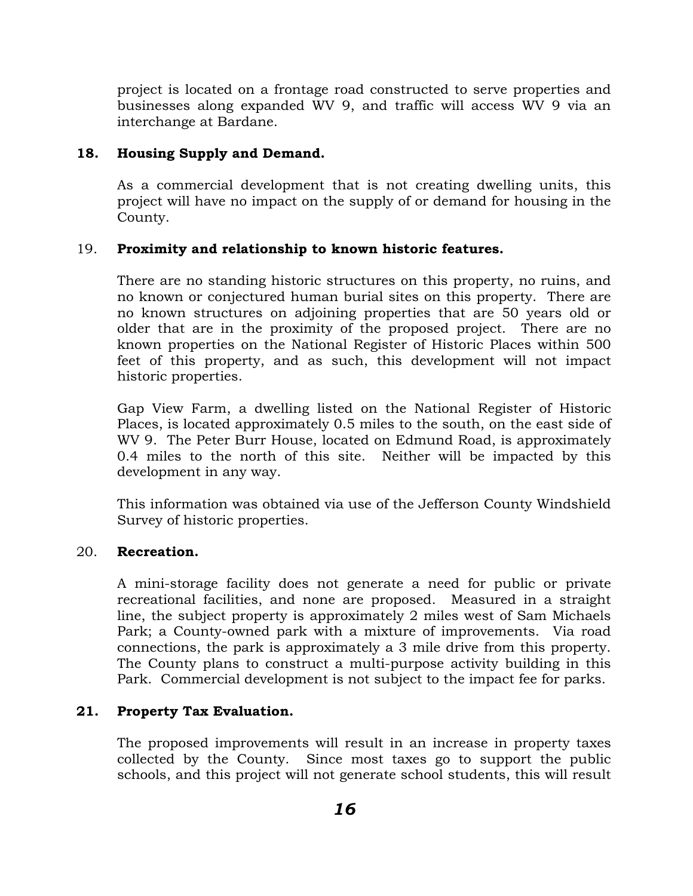project is located on a frontage road constructed to serve properties and businesses along expanded WV 9, and traffic will access WV 9 via an interchange at Bardane.

**18. Housing Supply and Demand.**

As a commercial development that is not creating dwelling units, this project will have no impact on the supply of or demand for housing in the County.

19. **Proximity and relationship to known historic features.**

There are no standing historic structures on this property, no ruins, and no known or conjectured human burial sites on this property. There are no known structures on adjoining properties that are 50 years old or older that are in the proximity of the proposed project. There are no known properties on the National Register of Historic Places within 500 feet of this property, and as such, this development will not impact historic properties.

Gap View Farm, a dwelling listed on the National Register of Historic Places, is located approximately 0.5 miles to the south, on the east side of WV 9. The Peter Burr House, located on Edmund Road, is approximately 0.4 miles to the north of this site. Neither will be impacted by this development in any way.

This information was obtained via use of the Jefferson County Windshield Survey of historic properties.

20. **Recreation.**

A mini-storage facility does not generate a need for public or private recreational facilities, and none are proposed. Measured in a straight line, the subject property is approximately 2 miles west of Sam Michaels Park; a County-owned park with a mixture of improvements. Via road connections, the park is approximately a 3 mile drive from this property. The County plans to construct a multi-purpose activity building in this Park. Commercial development is not subject to the impact fee for parks.

**21. Property Tax Evaluation.**

The proposed improvements will result in an increase in property taxes collected by the County. Since most taxes go to support the public schools, and this project will not generate school students, this will result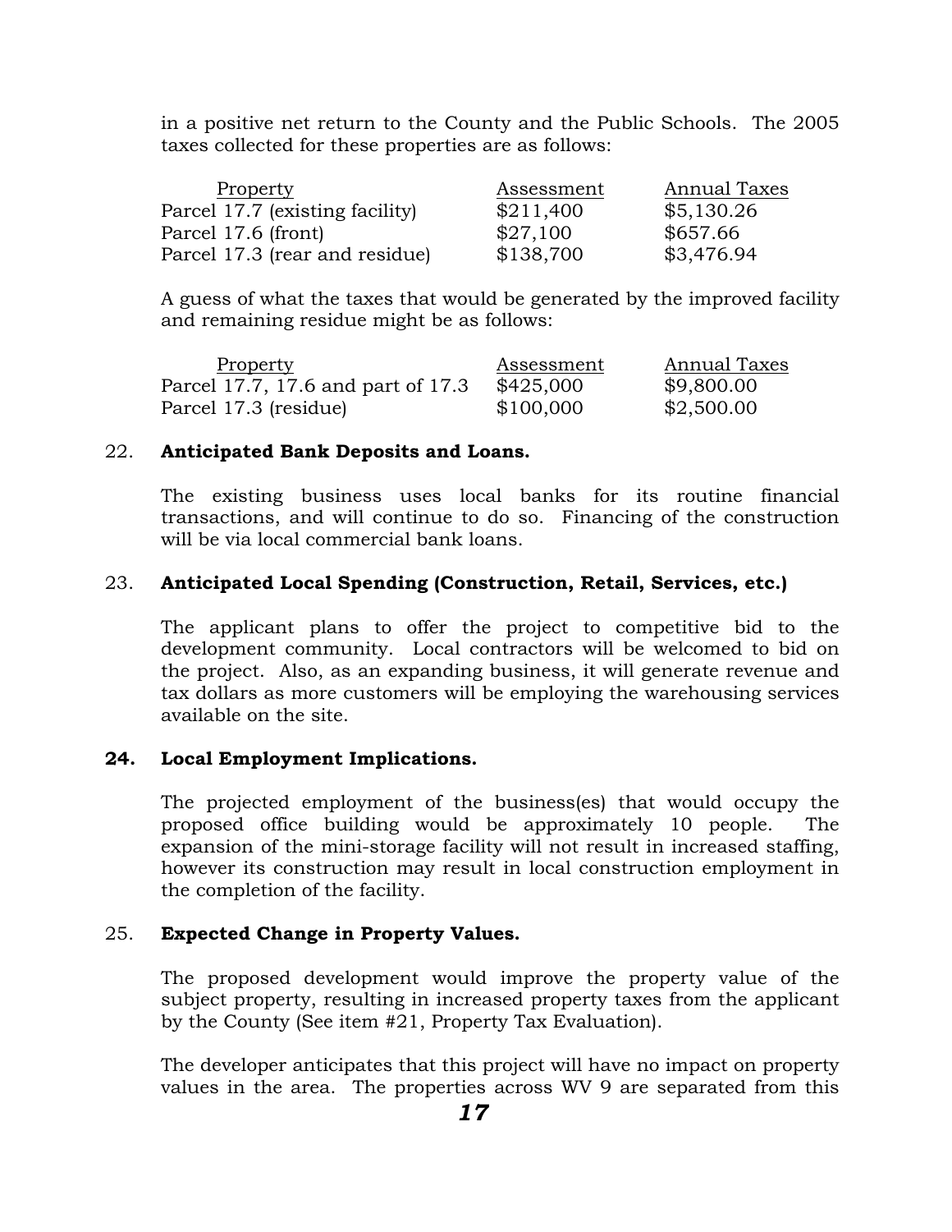in a positive net return to the County and the Public Schools. The 2005 taxes collected for these properties are as follows:

| Property | Assessment | Annual Taxes |
|---|---|---|
| Parcel 17.7 (existing facility) | $211,400 | $5,130.26 |
| Parcel 17.6 (front) | $27,100 | $657.66 |
| Parcel 17.3 (rear and residue) | $138,700 | $3,476.94 |

A guess of what the taxes that would be generated by the improved facility and remaining residue might be as follows:

| Property | Assessment | Annual Taxes |
|---|---|---|
| Parcel 17.7, 17.6 and part of 17.3 | $425,000 | $9,800.00 |
| Parcel 17.3 (residue) | $100,000 | $2,500.00 |

22. **Anticipated Bank Deposits and Loans.**

The existing business uses local banks for its routine financial transactions, and will continue to do so. Financing of the construction will be via local commercial bank loans.

23. **Anticipated Local Spending (Construction, Retail, Services, etc.)**

The applicant plans to offer the project to competitive bid to the development community. Local contractors will be welcomed to bid on the project. Also, as an expanding business, it will generate revenue and tax dollars as more customers will be employing the warehousing services available on the site.

**24. Local Employment Implications.**

The projected employment of the business(es) that would occupy the proposed office building would be approximately 10 people. The expansion of the mini-storage facility will not result in increased staffing, however its construction may result in local construction employment in the completion of the facility.

25. **Expected Change in Property Values.**

The proposed development would improve the property value of the subject property, resulting in increased property taxes from the applicant by the County (See item #21, Property Tax Evaluation).

The developer anticipates that this project will have no impact on property values in the area. The properties across WV 9 are separated from this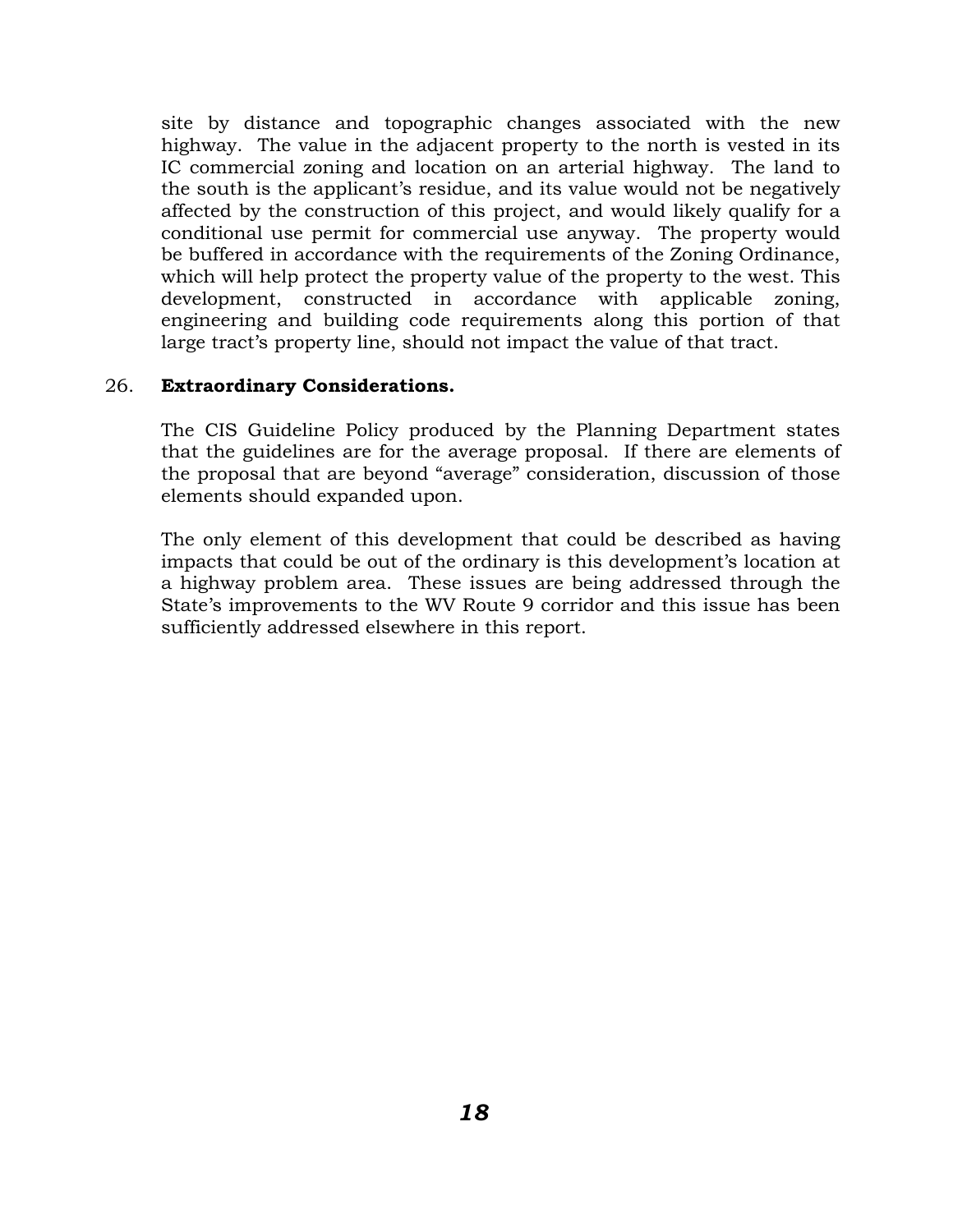site by distance and topographic changes associated with the new highway. The value in the adjacent property to the north is vested in its IC commercial zoning and location on an arterial highway. The land to the south is the applicant's residue, and its value would not be negatively affected by the construction of this project, and would likely qualify for a conditional use permit for commercial use anyway. The property would be buffered in accordance with the requirements of the Zoning Ordinance, which will help protect the property value of the property to the west. This development, constructed in accordance with applicable zoning, engineering and building code requirements along this portion of that large tract's property line, should not impact the value of that tract.

26. **Extraordinary Considerations.**

The CIS Guideline Policy produced by the Planning Department states that the guidelines are for the average proposal. If there are elements of the proposal that are beyond "average" consideration, discussion of those elements should expanded upon.

The only element of this development that could be described as having impacts that could be out of the ordinary is this development's location at a highway problem area. These issues are being addressed through the State's improvements to the WV Route 9 corridor and this issue has been sufficiently addressed elsewhere in this report.